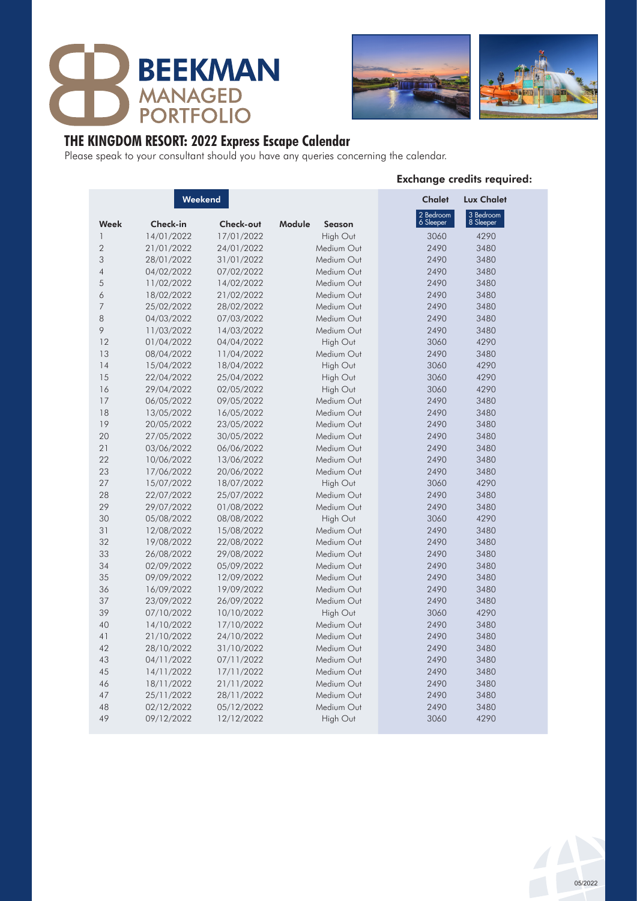# BEEKMAN MANAGED PORTFOLIO

## THE KINGDOM RESORT: 2022 Express Escape Calendar

Please speak to your consultant should you have any queries concerning the calendar.

**Exchange credits required:**

| Weekend | | | | | Chalet | Lux Chalet |
|---|---|---|---|---|---|---|
| **Week** | **Check-in** | **Check-out** | **Module** | **Season** | 2 Bedroom 6 Sleeper | 3 Bedroom 8 Sleeper |
| 1 | 14/01/2022 | 17/01/2022 | | High Out | 3060 | 4290 |
| 2 | 21/01/2022 | 24/01/2022 | | Medium Out | 2490 | 3480 |
| 3 | 28/01/2022 | 31/01/2022 | | Medium Out | 2490 | 3480 |
| 4 | 04/02/2022 | 07/02/2022 | | Medium Out | 2490 | 3480 |
| 5 | 11/02/2022 | 14/02/2022 | | Medium Out | 2490 | 3480 |
| 6 | 18/02/2022 | 21/02/2022 | | Medium Out | 2490 | 3480 |
| 7 | 25/02/2022 | 28/02/2022 | | Medium Out | 2490 | 3480 |
| 8 | 04/03/2022 | 07/03/2022 | | Medium Out | 2490 | 3480 |
| 9 | 11/03/2022 | 14/03/2022 | | Medium Out | 2490 | 3480 |
| 12 | 01/04/2022 | 04/04/2022 | | High Out | 3060 | 4290 |
| 13 | 08/04/2022 | 11/04/2022 | | Medium Out | 2490 | 3480 |
| 14 | 15/04/2022 | 18/04/2022 | | High Out | 3060 | 4290 |
| 15 | 22/04/2022 | 25/04/2022 | | High Out | 3060 | 4290 |
| 16 | 29/04/2022 | 02/05/2022 | | High Out | 3060 | 4290 |
| 17 | 06/05/2022 | 09/05/2022 | | Medium Out | 2490 | 3480 |
| 18 | 13/05/2022 | 16/05/2022 | | Medium Out | 2490 | 3480 |
| 19 | 20/05/2022 | 23/05/2022 | | Medium Out | 2490 | 3480 |
| 20 | 27/05/2022 | 30/05/2022 | | Medium Out | 2490 | 3480 |
| 21 | 03/06/2022 | 06/06/2022 | | Medium Out | 2490 | 3480 |
| 22 | 10/06/2022 | 13/06/2022 | | Medium Out | 2490 | 3480 |
| 23 | 17/06/2022 | 20/06/2022 | | Medium Out | 2490 | 3480 |
| 27 | 15/07/2022 | 18/07/2022 | | High Out | 3060 | 4290 |
| 28 | 22/07/2022 | 25/07/2022 | | Medium Out | 2490 | 3480 |
| 29 | 29/07/2022 | 01/08/2022 | | Medium Out | 2490 | 3480 |
| 30 | 05/08/2022 | 08/08/2022 | | High Out | 3060 | 4290 |
| 31 | 12/08/2022 | 15/08/2022 | | Medium Out | 2490 | 3480 |
| 32 | 19/08/2022 | 22/08/2022 | | Medium Out | 2490 | 3480 |
| 33 | 26/08/2022 | 29/08/2022 | | Medium Out | 2490 | 3480 |
| 34 | 02/09/2022 | 05/09/2022 | | Medium Out | 2490 | 3480 |
| 35 | 09/09/2022 | 12/09/2022 | | Medium Out | 2490 | 3480 |
| 36 | 16/09/2022 | 19/09/2022 | | Medium Out | 2490 | 3480 |
| 37 | 23/09/2022 | 26/09/2022 | | Medium Out | 2490 | 3480 |
| 39 | 07/10/2022 | 10/10/2022 | | High Out | 3060 | 4290 |
| 40 | 14/10/2022 | 17/10/2022 | | Medium Out | 2490 | 3480 |
| 41 | 21/10/2022 | 24/10/2022 | | Medium Out | 2490 | 3480 |
| 42 | 28/10/2022 | 31/10/2022 | | Medium Out | 2490 | 3480 |
| 43 | 04/11/2022 | 07/11/2022 | | Medium Out | 2490 | 3480 |
| 45 | 14/11/2022 | 17/11/2022 | | Medium Out | 2490 | 3480 |
| 46 | 18/11/2022 | 21/11/2022 | | Medium Out | 2490 | 3480 |
| 47 | 25/11/2022 | 28/11/2022 | | Medium Out | 2490 | 3480 |
| 48 | 02/12/2022 | 05/12/2022 | | Medium Out | 2490 | 3480 |
| 49 | 09/12/2022 | 12/12/2022 | | High Out | 3060 | 4290 |

05/2022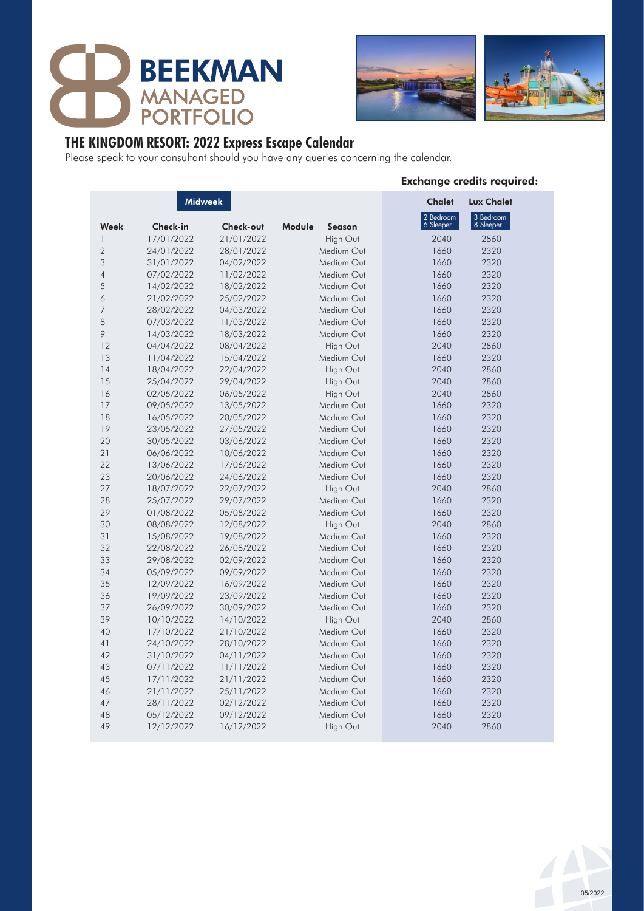# BEEKMAN MANAGED PORTFOLIO

## THE KINGDOM RESORT: 2022 Express Escape Calendar

Please speak to your consultant should you have any queries concerning the calendar.

**Exchange credits required:**

| Midweek | | | | | Chalet | Lux Chalet |
|---|---|---|---|---|---|---|
| **Week** | **Check-in** | **Check-out** | **Module** | **Season** | 2 Bedroom 6 Sleeper | 3 Bedroom 8 Sleeper |
| 1 | 17/01/2022 | 21/01/2022 | | High Out | 2040 | 2860 |
| 2 | 24/01/2022 | 28/01/2022 | | Medium Out | 1660 | 2320 |
| 3 | 31/01/2022 | 04/02/2022 | | Medium Out | 1660 | 2320 |
| 4 | 07/02/2022 | 11/02/2022 | | Medium Out | 1660 | 2320 |
| 5 | 14/02/2022 | 18/02/2022 | | Medium Out | 1660 | 2320 |
| 6 | 21/02/2022 | 25/02/2022 | | Medium Out | 1660 | 2320 |
| 7 | 28/02/2022 | 04/03/2022 | | Medium Out | 1660 | 2320 |
| 8 | 07/03/2022 | 11/03/2022 | | Medium Out | 1660 | 2320 |
| 9 | 14/03/2022 | 18/03/2022 | | Medium Out | 1660 | 2320 |
| 12 | 04/04/2022 | 08/04/2022 | | High Out | 2040 | 2860 |
| 13 | 11/04/2022 | 15/04/2022 | | Medium Out | 1660 | 2320 |
| 14 | 18/04/2022 | 22/04/2022 | | High Out | 2040 | 2860 |
| 15 | 25/04/2022 | 29/04/2022 | | High Out | 2040 | 2860 |
| 16 | 02/05/2022 | 06/05/2022 | | High Out | 2040 | 2860 |
| 17 | 09/05/2022 | 13/05/2022 | | Medium Out | 1660 | 2320 |
| 18 | 16/05/2022 | 20/05/2022 | | Medium Out | 1660 | 2320 |
| 19 | 23/05/2022 | 27/05/2022 | | Medium Out | 1660 | 2320 |
| 20 | 30/05/2022 | 03/06/2022 | | Medium Out | 1660 | 2320 |
| 21 | 06/06/2022 | 10/06/2022 | | Medium Out | 1660 | 2320 |
| 22 | 13/06/2022 | 17/06/2022 | | Medium Out | 1660 | 2320 |
| 23 | 20/06/2022 | 24/06/2022 | | Medium Out | 1660 | 2320 |
| 27 | 18/07/2022 | 22/07/2022 | | High Out | 2040 | 2860 |
| 28 | 25/07/2022 | 29/07/2022 | | Medium Out | 1660 | 2320 |
| 29 | 01/08/2022 | 05/08/2022 | | Medium Out | 1660 | 2320 |
| 30 | 08/08/2022 | 12/08/2022 | | High Out | 2040 | 2860 |
| 31 | 15/08/2022 | 19/08/2022 | | Medium Out | 1660 | 2320 |
| 32 | 22/08/2022 | 26/08/2022 | | Medium Out | 1660 | 2320 |
| 33 | 29/08/2022 | 02/09/2022 | | Medium Out | 1660 | 2320 |
| 34 | 05/09/2022 | 09/09/2022 | | Medium Out | 1660 | 2320 |
| 35 | 12/09/2022 | 16/09/2022 | | Medium Out | 1660 | 2320 |
| 36 | 19/09/2022 | 23/09/2022 | | Medium Out | 1660 | 2320 |
| 37 | 26/09/2022 | 30/09/2022 | | Medium Out | 1660 | 2320 |
| 39 | 10/10/2022 | 14/10/2022 | | High Out | 2040 | 2860 |
| 40 | 17/10/2022 | 21/10/2022 | | Medium Out | 1660 | 2320 |
| 41 | 24/10/2022 | 28/10/2022 | | Medium Out | 1660 | 2320 |
| 42 | 31/10/2022 | 04/11/2022 | | Medium Out | 1660 | 2320 |
| 43 | 07/11/2022 | 11/11/2022 | | Medium Out | 1660 | 2320 |
| 45 | 17/11/2022 | 21/11/2022 | | Medium Out | 1660 | 2320 |
| 46 | 21/11/2022 | 25/11/2022 | | Medium Out | 1660 | 2320 |
| 47 | 28/11/2022 | 02/12/2022 | | Medium Out | 1660 | 2320 |
| 48 | 05/12/2022 | 09/12/2022 | | Medium Out | 1660 | 2320 |
| 49 | 12/12/2022 | 16/12/2022 | | High Out | 2040 | 2860 |

05/2022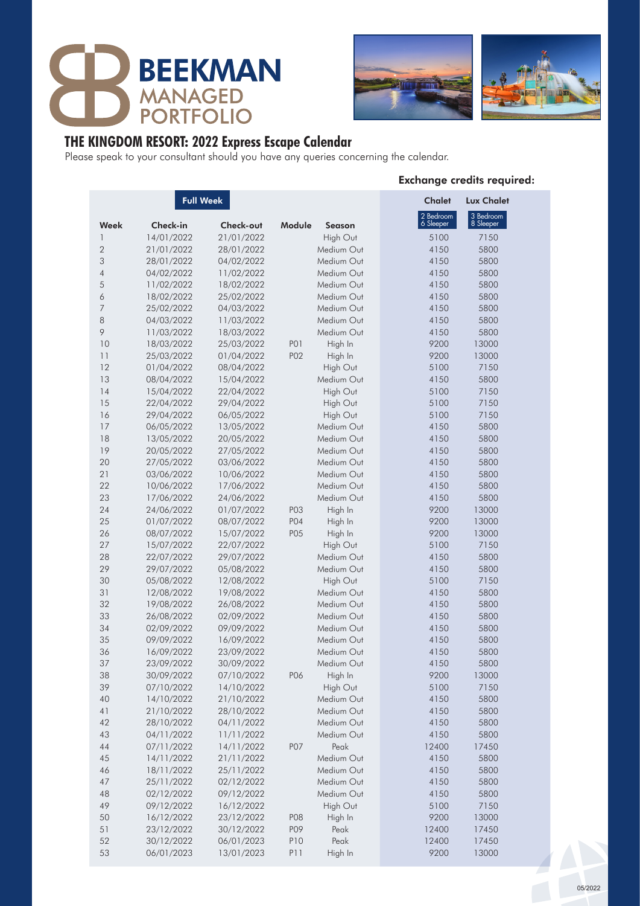# BEEKMAN MANAGED PORTFOLIO

## THE KINGDOM RESORT: 2022 Express Escape Calendar

Please speak to your consultant should you have any queries concerning the calendar.

Exchange credits required:

| Full Week | | | | | Chalet | Lux Chalet |
|---|---|---|---|---|---|---|
| Week | Check-in | Check-out | Module | Season | 2 Bedroom 6 Sleeper | 3 Bedroom 8 Sleeper |
| 1 | 14/01/2022 | 21/01/2022 | | High Out | 5100 | 7150 |
| 2 | 21/01/2022 | 28/01/2022 | | Medium Out | 4150 | 5800 |
| 3 | 28/01/2022 | 04/02/2022 | | Medium Out | 4150 | 5800 |
| 4 | 04/02/2022 | 11/02/2022 | | Medium Out | 4150 | 5800 |
| 5 | 11/02/2022 | 18/02/2022 | | Medium Out | 4150 | 5800 |
| 6 | 18/02/2022 | 25/02/2022 | | Medium Out | 4150 | 5800 |
| 7 | 25/02/2022 | 04/03/2022 | | Medium Out | 4150 | 5800 |
| 8 | 04/03/2022 | 11/03/2022 | | Medium Out | 4150 | 5800 |
| 9 | 11/03/2022 | 18/03/2022 | | Medium Out | 4150 | 5800 |
| 10 | 18/03/2022 | 25/03/2022 | P01 | High In | 9200 | 13000 |
| 11 | 25/03/2022 | 01/04/2022 | P02 | High In | 9200 | 13000 |
| 12 | 01/04/2022 | 08/04/2022 | | High Out | 5100 | 7150 |
| 13 | 08/04/2022 | 15/04/2022 | | Medium Out | 4150 | 5800 |
| 14 | 15/04/2022 | 22/04/2022 | | High Out | 5100 | 7150 |
| 15 | 22/04/2022 | 29/04/2022 | | High Out | 5100 | 7150 |
| 16 | 29/04/2022 | 06/05/2022 | | High Out | 5100 | 7150 |
| 17 | 06/05/2022 | 13/05/2022 | | Medium Out | 4150 | 5800 |
| 18 | 13/05/2022 | 20/05/2022 | | Medium Out | 4150 | 5800 |
| 19 | 20/05/2022 | 27/05/2022 | | Medium Out | 4150 | 5800 |
| 20 | 27/05/2022 | 03/06/2022 | | Medium Out | 4150 | 5800 |
| 21 | 03/06/2022 | 10/06/2022 | | Medium Out | 4150 | 5800 |
| 22 | 10/06/2022 | 17/06/2022 | | Medium Out | 4150 | 5800 |
| 23 | 17/06/2022 | 24/06/2022 | | Medium Out | 4150 | 5800 |
| 24 | 24/06/2022 | 01/07/2022 | P03 | High In | 9200 | 13000 |
| 25 | 01/07/2022 | 08/07/2022 | P04 | High In | 9200 | 13000 |
| 26 | 08/07/2022 | 15/07/2022 | P05 | High In | 9200 | 13000 |
| 27 | 15/07/2022 | 22/07/2022 | | High Out | 5100 | 7150 |
| 28 | 22/07/2022 | 29/07/2022 | | Medium Out | 4150 | 5800 |
| 29 | 29/07/2022 | 05/08/2022 | | Medium Out | 4150 | 5800 |
| 30 | 05/08/2022 | 12/08/2022 | | High Out | 5100 | 7150 |
| 31 | 12/08/2022 | 19/08/2022 | | Medium Out | 4150 | 5800 |
| 32 | 19/08/2022 | 26/08/2022 | | Medium Out | 4150 | 5800 |
| 33 | 26/08/2022 | 02/09/2022 | | Medium Out | 4150 | 5800 |
| 34 | 02/09/2022 | 09/09/2022 | | Medium Out | 4150 | 5800 |
| 35 | 09/09/2022 | 16/09/2022 | | Medium Out | 4150 | 5800 |
| 36 | 16/09/2022 | 23/09/2022 | | Medium Out | 4150 | 5800 |
| 37 | 23/09/2022 | 30/09/2022 | | Medium Out | 4150 | 5800 |
| 38 | 30/09/2022 | 07/10/2022 | P06 | High In | 9200 | 13000 |
| 39 | 07/10/2022 | 14/10/2022 | | High Out | 5100 | 7150 |
| 40 | 14/10/2022 | 21/10/2022 | | Medium Out | 4150 | 5800 |
| 41 | 21/10/2022 | 28/10/2022 | | Medium Out | 4150 | 5800 |
| 42 | 28/10/2022 | 04/11/2022 | | Medium Out | 4150 | 5800 |
| 43 | 04/11/2022 | 11/11/2022 | | Medium Out | 4150 | 5800 |
| 44 | 07/11/2022 | 14/11/2022 | P07 | Peak | 12400 | 17450 |
| 45 | 14/11/2022 | 21/11/2022 | | Medium Out | 4150 | 5800 |
| 46 | 18/11/2022 | 25/11/2022 | | Medium Out | 4150 | 5800 |
| 47 | 25/11/2022 | 02/12/2022 | | Medium Out | 4150 | 5800 |
| 48 | 02/12/2022 | 09/12/2022 | | Medium Out | 4150 | 5800 |
| 49 | 09/12/2022 | 16/12/2022 | | High Out | 5100 | 7150 |
| 50 | 16/12/2022 | 23/12/2022 | P08 | High In | 9200 | 13000 |
| 51 | 23/12/2022 | 30/12/2022 | P09 | Peak | 12400 | 17450 |
| 52 | 30/12/2022 | 06/01/2023 | P10 | Peak | 12400 | 17450 |
| 53 | 06/01/2023 | 13/01/2023 | P11 | High In | 9200 | 13000 |

05/2022